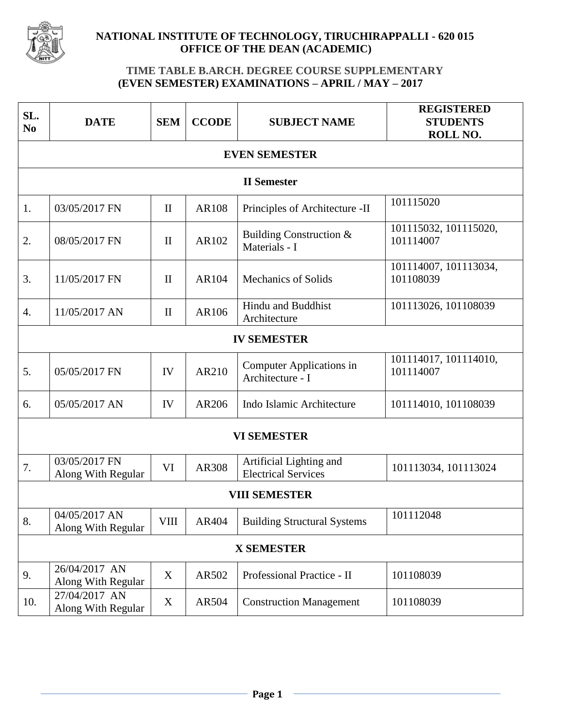# NATIONAL INSTITUTE OF TECHNOLOGY, TIRUCHIRAPPALLI - 620 015
## OFFICE OF THE DEAN (ACADEMIC)

### TIME TABLE B.ARCH. DEGREE COURSE SUPPLEMENTARY (EVEN SEMESTER) EXAMINATIONS – APRIL / MAY – 2017

| SL. No | DATE | SEM | CCODE | SUBJECT NAME | REGISTERED STUDENTS ROLL NO. |
|---|---|---|---|---|---|
| **EVEN SEMESTER** | | | | | |
| **II Semester** | | | | | |
| 1. | 03/05/2017 FN | II | AR108 | Principles of Architecture -II | 101115020 |
| 2. | 08/05/2017 FN | II | AR102 | Building Construction & Materials - I | 101115032, 101115020, 101114007 |
| 3. | 11/05/2017 FN | II | AR104 | Mechanics of Solids | 101114007, 101113034, 101108039 |
| 4. | 11/05/2017 AN | II | AR106 | Hindu and Buddhist Architecture | 101113026, 101108039 |
| **IV SEMESTER** | | | | | |
| 5. | 05/05/2017 FN | IV | AR210 | Computer Applications in Architecture - I | 101114017, 101114010, 101114007 |
| 6. | 05/05/2017 AN | IV | AR206 | Indo Islamic Architecture | 101114010, 101108039 |
| **VI SEMESTER** | | | | | |
| 7. | 03/05/2017 FN Along With Regular | VI | AR308 | Artificial Lighting and Electrical Services | 101113034, 101113024 |
| **VIII SEMESTER** | | | | | |
| 8. | 04/05/2017 AN Along With Regular | VIII | AR404 | Building Structural Systems | 101112048 |
| **X SEMESTER** | | | | | |
| 9. | 26/04/2017 AN Along With Regular | X | AR502 | Professional Practice - II | 101108039 |
| 10. | 27/04/2017 AN Along With Regular | X | AR504 | Construction Management | 101108039 |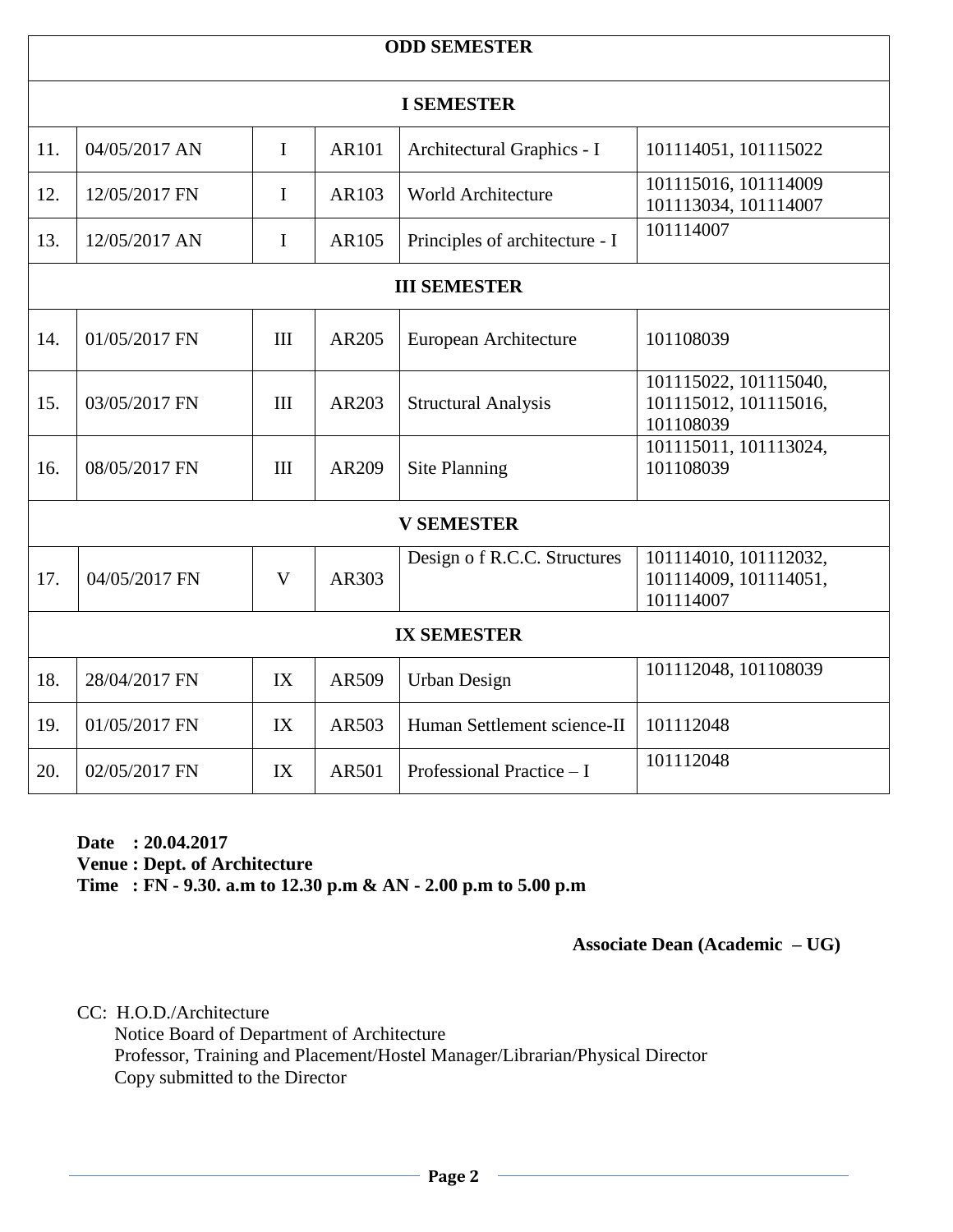| | | | | | |
|---|---|---|---|---|---|
| **ODD SEMESTER** | | | | | |
| **I SEMESTER** | | | | | |
| 11. | 04/05/2017 AN | I | AR101 | Architectural Graphics - I | 101114051, 101115022 |
| 12. | 12/05/2017 FN | I | AR103 | World Architecture | 101115016, 101114009 101113034, 101114007 |
| 13. | 12/05/2017 AN | I | AR105 | Principles of architecture - I | 101114007 |
| **III SEMESTER** | | | | | |
| 14. | 01/05/2017 FN | III | AR205 | European Architecture | 101108039 |
| 15. | 03/05/2017 FN | III | AR203 | Structural Analysis | 101115022, 101115040, 101115012, 101115016, 101108039 |
| 16. | 08/05/2017 FN | III | AR209 | Site Planning | 101115011, 101113024, 101108039 |
| **V SEMESTER** | | | | | |
| 17. | 04/05/2017 FN | V | AR303 | Design o f R.C.C. Structures | 101114010, 101112032, 101114009, 101114051, 101114007 |
| **IX SEMESTER** | | | | | |
| 18. | 28/04/2017 FN | IX | AR509 | Urban Design | 101112048, 101108039 |
| 19. | 01/05/2017 FN | IX | AR503 | Human Settlement science-II | 101112048 |
| 20. | 02/05/2017 FN | IX | AR501 | Professional Practice – I | 101112048 |

**Date : 20.04.2017**
**Venue : Dept. of Architecture**
**Time : FN - 9.30. a.m to 12.30 p.m & AN - 2.00 p.m to 5.00 p.m**

**Associate Dean (Academic – UG)**

CC: H.O.D./Architecture
Notice Board of Department of Architecture
Professor, Training and Placement/Hostel Manager/Librarian/Physical Director
Copy submitted to the Director